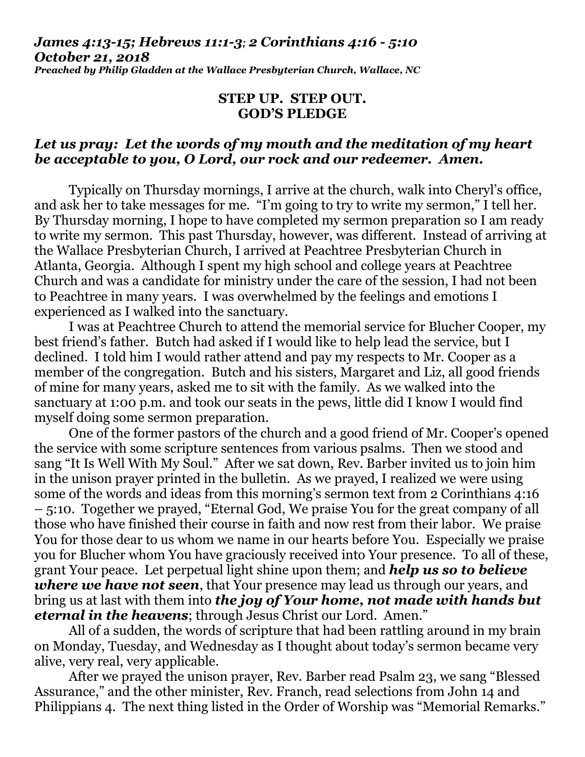***James 4:13-15; Hebrews 11:1-3; 2 Corinthians 4:16 - 5:10***
***October 21, 2018***
***Preached by Philip Gladden at the Wallace Presbyterian Church, Wallace, NC***

**STEP UP. STEP OUT.**
**GOD'S PLEDGE**

***Let us pray: Let the words of my mouth and the meditation of my heart be acceptable to you, O Lord, our rock and our redeemer. Amen.***

Typically on Thursday mornings, I arrive at the church, walk into Cheryl's office, and ask her to take messages for me. "I'm going to try to write my sermon," I tell her. By Thursday morning, I hope to have completed my sermon preparation so I am ready to write my sermon. This past Thursday, however, was different. Instead of arriving at the Wallace Presbyterian Church, I arrived at Peachtree Presbyterian Church in Atlanta, Georgia. Although I spent my high school and college years at Peachtree Church and was a candidate for ministry under the care of the session, I had not been to Peachtree in many years. I was overwhelmed by the feelings and emotions I experienced as I walked into the sanctuary.

I was at Peachtree Church to attend the memorial service for Blucher Cooper, my best friend's father. Butch had asked if I would like to help lead the service, but I declined. I told him I would rather attend and pay my respects to Mr. Cooper as a member of the congregation. Butch and his sisters, Margaret and Liz, all good friends of mine for many years, asked me to sit with the family. As we walked into the sanctuary at 1:00 p.m. and took our seats in the pews, little did I know I would find myself doing some sermon preparation.

One of the former pastors of the church and a good friend of Mr. Cooper's opened the service with some scripture sentences from various psalms. Then we stood and sang "It Is Well With My Soul." After we sat down, Rev. Barber invited us to join him in the unison prayer printed in the bulletin. As we prayed, I realized we were using some of the words and ideas from this morning's sermon text from 2 Corinthians 4:16 – 5:10. Together we prayed, "Eternal God, We praise You for the great company of all those who have finished their course in faith and now rest from their labor. We praise You for those dear to us whom we name in our hearts before You. Especially we praise you for Blucher whom You have graciously received into Your presence. To all of these, grant Your peace. Let perpetual light shine upon them; and ***help us so to believe where we have not seen***, that Your presence may lead us through our years, and bring us at last with them into ***the joy of Your home, not made with hands but eternal in the heavens***; through Jesus Christ our Lord. Amen."

All of a sudden, the words of scripture that had been rattling around in my brain on Monday, Tuesday, and Wednesday as I thought about today's sermon became very alive, very real, very applicable.

After we prayed the unison prayer, Rev. Barber read Psalm 23, we sang "Blessed Assurance," and the other minister, Rev. Franch, read selections from John 14 and Philippians 4. The next thing listed in the Order of Worship was "Memorial Remarks."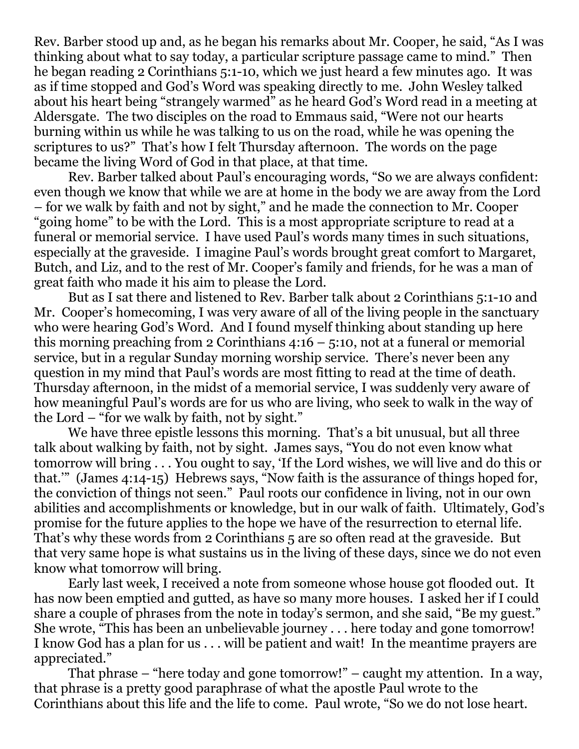Rev. Barber stood up and, as he began his remarks about Mr. Cooper, he said, "As I was thinking about what to say today, a particular scripture passage came to mind." Then he began reading 2 Corinthians 5:1-10, which we just heard a few minutes ago. It was as if time stopped and God's Word was speaking directly to me. John Wesley talked about his heart being "strangely warmed" as he heard God's Word read in a meeting at Aldersgate. The two disciples on the road to Emmaus said, "Were not our hearts burning within us while he was talking to us on the road, while he was opening the scriptures to us?" That's how I felt Thursday afternoon. The words on the page became the living Word of God in that place, at that time.

Rev. Barber talked about Paul's encouraging words, "So we are always confident: even though we know that while we are at home in the body we are away from the Lord – for we walk by faith and not by sight," and he made the connection to Mr. Cooper "going home" to be with the Lord. This is a most appropriate scripture to read at a funeral or memorial service. I have used Paul's words many times in such situations, especially at the graveside. I imagine Paul's words brought great comfort to Margaret, Butch, and Liz, and to the rest of Mr. Cooper's family and friends, for he was a man of great faith who made it his aim to please the Lord.

But as I sat there and listened to Rev. Barber talk about 2 Corinthians 5:1-10 and Mr. Cooper's homecoming, I was very aware of all of the living people in the sanctuary who were hearing God's Word. And I found myself thinking about standing up here this morning preaching from 2 Corinthians 4:16 – 5:10, not at a funeral or memorial service, but in a regular Sunday morning worship service. There's never been any question in my mind that Paul's words are most fitting to read at the time of death. Thursday afternoon, in the midst of a memorial service, I was suddenly very aware of how meaningful Paul's words are for us who are living, who seek to walk in the way of the Lord – "for we walk by faith, not by sight."

We have three epistle lessons this morning. That's a bit unusual, but all three talk about walking by faith, not by sight. James says, "You do not even know what tomorrow will bring . . . You ought to say, 'If the Lord wishes, we will live and do this or that.'" (James 4:14-15) Hebrews says, "Now faith is the assurance of things hoped for, the conviction of things not seen." Paul roots our confidence in living, not in our own abilities and accomplishments or knowledge, but in our walk of faith. Ultimately, God's promise for the future applies to the hope we have of the resurrection to eternal life. That's why these words from 2 Corinthians 5 are so often read at the graveside. But that very same hope is what sustains us in the living of these days, since we do not even know what tomorrow will bring.

Early last week, I received a note from someone whose house got flooded out. It has now been emptied and gutted, as have so many more houses. I asked her if I could share a couple of phrases from the note in today's sermon, and she said, "Be my guest." She wrote, "This has been an unbelievable journey . . . here today and gone tomorrow! I know God has a plan for us . . . will be patient and wait! In the meantime prayers are appreciated."

That phrase – "here today and gone tomorrow!" – caught my attention. In a way, that phrase is a pretty good paraphrase of what the apostle Paul wrote to the Corinthians about this life and the life to come. Paul wrote, "So we do not lose heart.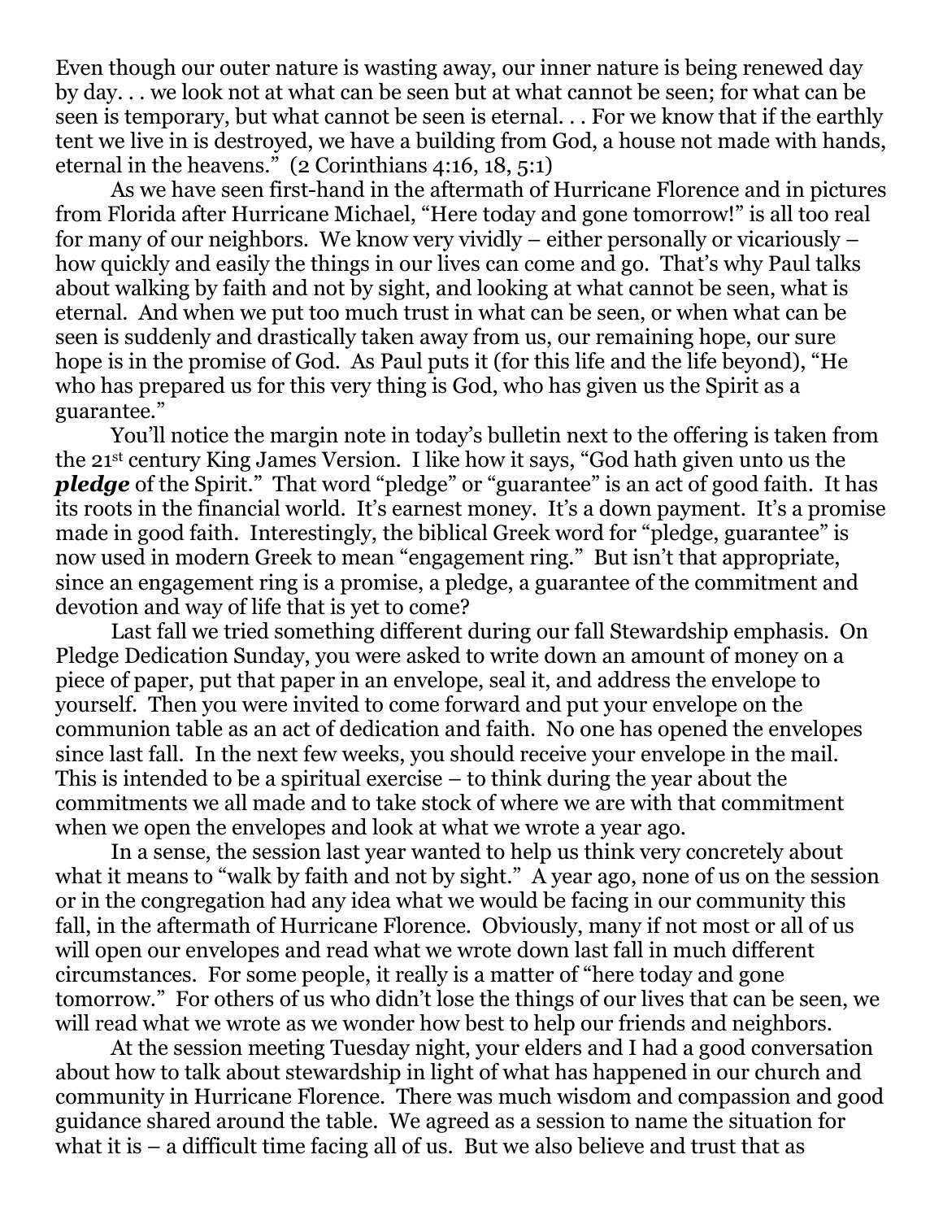Even though our outer nature is wasting away, our inner nature is being renewed day by day. . . we look not at what can be seen but at what cannot be seen; for what can be seen is temporary, but what cannot be seen is eternal. . . For we know that if the earthly tent we live in is destroyed, we have a building from God, a house not made with hands, eternal in the heavens." (2 Corinthians 4:16, 18, 5:1)

As we have seen first-hand in the aftermath of Hurricane Florence and in pictures from Florida after Hurricane Michael, "Here today and gone tomorrow!" is all too real for many of our neighbors. We know very vividly – either personally or vicariously – how quickly and easily the things in our lives can come and go. That's why Paul talks about walking by faith and not by sight, and looking at what cannot be seen, what is eternal. And when we put too much trust in what can be seen, or when what can be seen is suddenly and drastically taken away from us, our remaining hope, our sure hope is in the promise of God. As Paul puts it (for this life and the life beyond), "He who has prepared us for this very thing is God, who has given us the Spirit as a guarantee."

You'll notice the margin note in today's bulletin next to the offering is taken from the 21st century King James Version. I like how it says, "God hath given unto us the ***pledge*** of the Spirit." That word "pledge" or "guarantee" is an act of good faith. It has its roots in the financial world. It's earnest money. It's a down payment. It's a promise made in good faith. Interestingly, the biblical Greek word for "pledge, guarantee" is now used in modern Greek to mean "engagement ring." But isn't that appropriate, since an engagement ring is a promise, a pledge, a guarantee of the commitment and devotion and way of life that is yet to come?

Last fall we tried something different during our fall Stewardship emphasis. On Pledge Dedication Sunday, you were asked to write down an amount of money on a piece of paper, put that paper in an envelope, seal it, and address the envelope to yourself. Then you were invited to come forward and put your envelope on the communion table as an act of dedication and faith. No one has opened the envelopes since last fall. In the next few weeks, you should receive your envelope in the mail. This is intended to be a spiritual exercise – to think during the year about the commitments we all made and to take stock of where we are with that commitment when we open the envelopes and look at what we wrote a year ago.

In a sense, the session last year wanted to help us think very concretely about what it means to "walk by faith and not by sight." A year ago, none of us on the session or in the congregation had any idea what we would be facing in our community this fall, in the aftermath of Hurricane Florence. Obviously, many if not most or all of us will open our envelopes and read what we wrote down last fall in much different circumstances. For some people, it really is a matter of "here today and gone tomorrow." For others of us who didn't lose the things of our lives that can be seen, we will read what we wrote as we wonder how best to help our friends and neighbors.

At the session meeting Tuesday night, your elders and I had a good conversation about how to talk about stewardship in light of what has happened in our church and community in Hurricane Florence. There was much wisdom and compassion and good guidance shared around the table. We agreed as a session to name the situation for what it is – a difficult time facing all of us. But we also believe and trust that as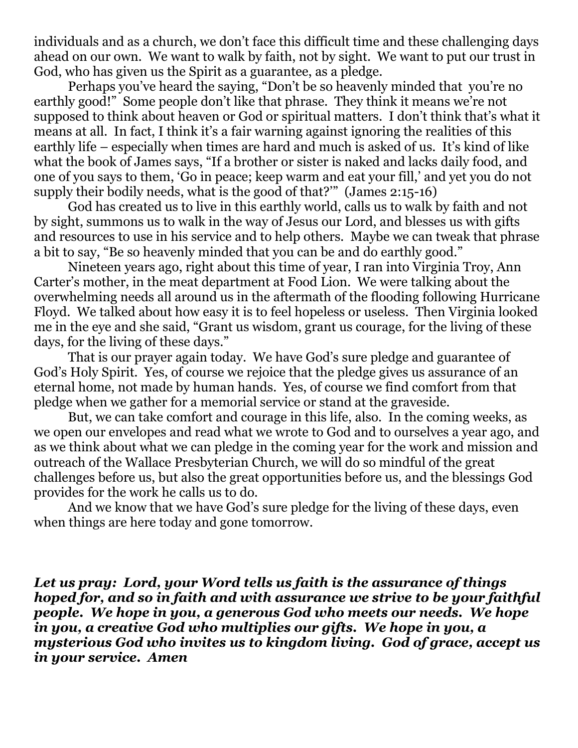individuals and as a church, we don't face this difficult time and these challenging days ahead on our own. We want to walk by faith, not by sight. We want to put our trust in God, who has given us the Spirit as a guarantee, as a pledge.

Perhaps you've heard the saying, "Don't be so heavenly minded that you're no earthly good!" Some people don't like that phrase. They think it means we're not supposed to think about heaven or God or spiritual matters. I don't think that's what it means at all. In fact, I think it's a fair warning against ignoring the realities of this earthly life – especially when times are hard and much is asked of us. It's kind of like what the book of James says, "If a brother or sister is naked and lacks daily food, and one of you says to them, 'Go in peace; keep warm and eat your fill,' and yet you do not supply their bodily needs, what is the good of that?'" (James 2:15-16)

God has created us to live in this earthly world, calls us to walk by faith and not by sight, summons us to walk in the way of Jesus our Lord, and blesses us with gifts and resources to use in his service and to help others. Maybe we can tweak that phrase a bit to say, "Be so heavenly minded that you can be and do earthly good."

Nineteen years ago, right about this time of year, I ran into Virginia Troy, Ann Carter's mother, in the meat department at Food Lion. We were talking about the overwhelming needs all around us in the aftermath of the flooding following Hurricane Floyd. We talked about how easy it is to feel hopeless or useless. Then Virginia looked me in the eye and she said, "Grant us wisdom, grant us courage, for the living of these days, for the living of these days."

That is our prayer again today. We have God's sure pledge and guarantee of God's Holy Spirit. Yes, of course we rejoice that the pledge gives us assurance of an eternal home, not made by human hands. Yes, of course we find comfort from that pledge when we gather for a memorial service or stand at the graveside.

But, we can take comfort and courage in this life, also. In the coming weeks, as we open our envelopes and read what we wrote to God and to ourselves a year ago, and as we think about what we can pledge in the coming year for the work and mission and outreach of the Wallace Presbyterian Church, we will do so mindful of the great challenges before us, but also the great opportunities before us, and the blessings God provides for the work he calls us to do.

And we know that we have God's sure pledge for the living of these days, even when things are here today and gone tomorrow.

***Let us pray: Lord, your Word tells us faith is the assurance of things hoped for, and so in faith and with assurance we strive to be your faithful people. We hope in you, a generous God who meets our needs. We hope in you, a creative God who multiplies our gifts. We hope in you, a mysterious God who invites us to kingdom living. God of grace, accept us in your service. Amen***